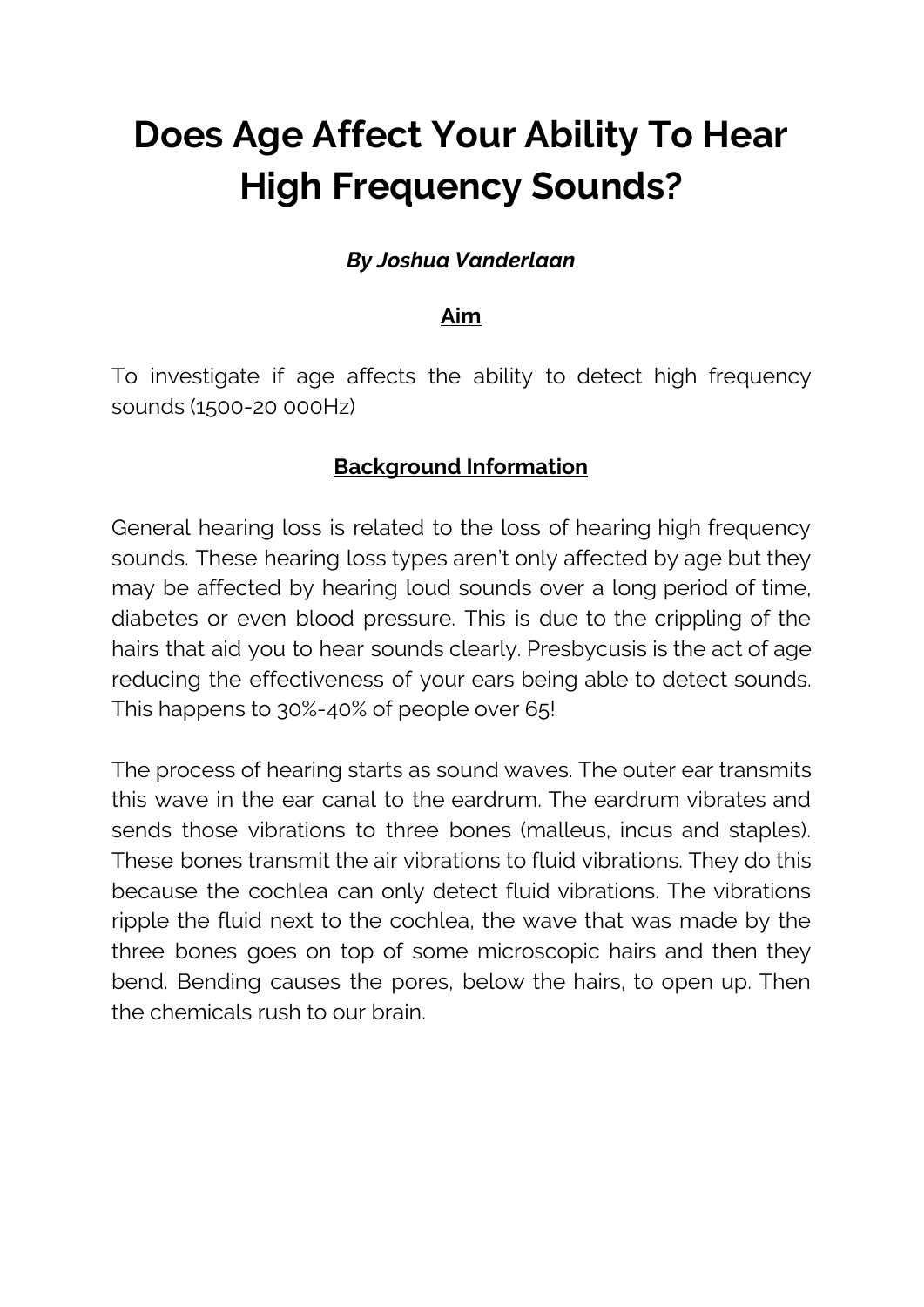# Does Age Affect Your Ability To Hear High Frequency Sounds?

***By Joshua Vanderlaan***

## Aim

To investigate if age affects the ability to detect high frequency sounds (1500-20 000Hz)

## Background Information

General hearing loss is related to the loss of hearing high frequency sounds. These hearing loss types aren't only affected by age but they may be affected by hearing loud sounds over a long period of time, diabetes or even blood pressure. This is due to the crippling of the hairs that aid you to hear sounds clearly. Presbycusis is the act of age reducing the effectiveness of your ears being able to detect sounds. This happens to 30%-40% of people over 65!

The process of hearing starts as sound waves. The outer ear transmits this wave in the ear canal to the eardrum. The eardrum vibrates and sends those vibrations to three bones (malleus, incus and staples). These bones transmit the air vibrations to fluid vibrations. They do this because the cochlea can only detect fluid vibrations. The vibrations ripple the fluid next to the cochlea, the wave that was made by the three bones goes on top of some microscopic hairs and then they bend. Bending causes the pores, below the hairs, to open up. Then the chemicals rush to our brain.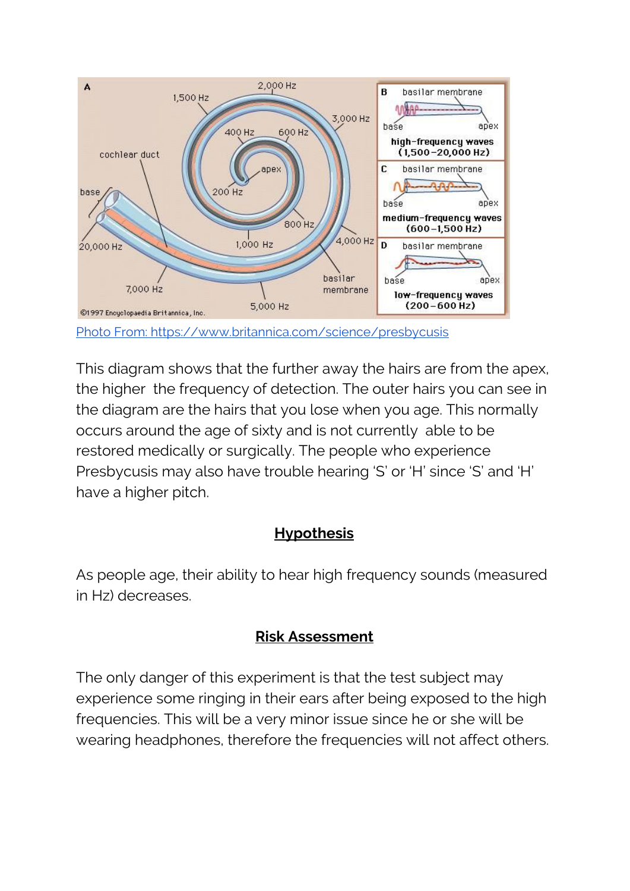A

2,000 Hz

1,500 Hz

3,000 Hz

400 Hz

600 Hz

cochlear duct

apex

base

200 Hz

800 Hz

20,000 Hz

1,000 Hz

4,000 Hz

basilar membrane

7,000 Hz

5,000 Hz

©1997 Encyclopaedia Britannica, Inc.

B basilar membrane

base apex

high-frequency waves (1,500–20,000 Hz)

C basilar membrane

base apex

medium-frequency waves (600–1,500 Hz)

D basilar membrane

base apex

low-frequency waves (200–600 Hz)

[Photo From: https://www.britannica.com/science/presbycusis](https://www.britannica.com/science/presbycusis)

This diagram shows that the further away the hairs are from the apex, the higher the frequency of detection. The outer hairs you can see in the diagram are the hairs that you lose when you age. This normally occurs around the age of sixty and is not currently able to be restored medically or surgically. The people who experience Presbycusis may also have trouble hearing 'S' or 'H' since 'S' and 'H' have a higher pitch.

## Hypothesis

As people age, their ability to hear high frequency sounds (measured in Hz) decreases.

## Risk Assessment

The only danger of this experiment is that the test subject may experience some ringing in their ears after being exposed to the high frequencies. This will be a very minor issue since he or she will be wearing headphones, therefore the frequencies will not affect others.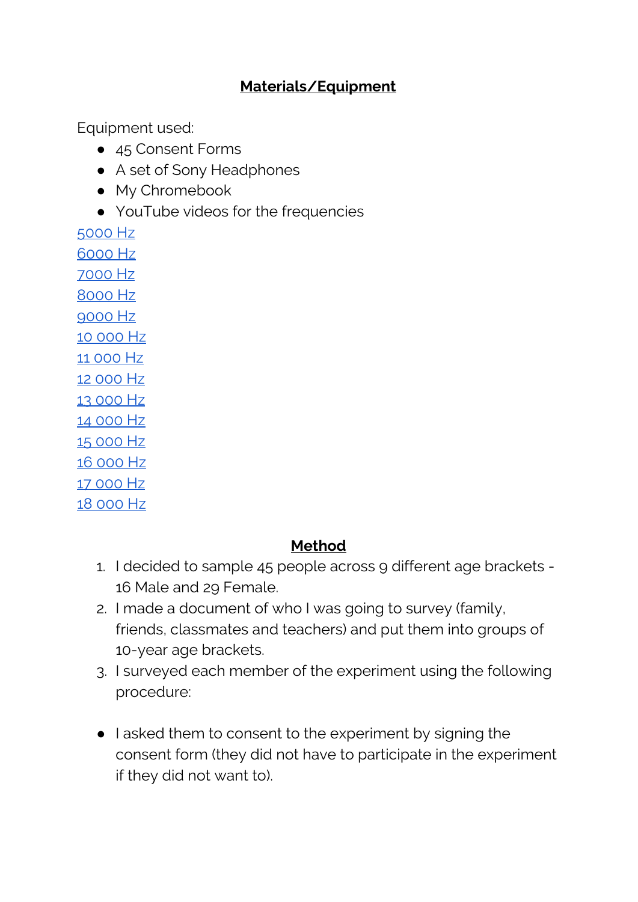## Materials/Equipment

Equipment used:

- 45 Consent Forms
- A set of Sony Headphones
- My Chromebook
- YouTube videos for the frequencies

5000 Hz
6000 Hz
7000 Hz
8000 Hz
9000 Hz
10 000 Hz
11 000 Hz
12 000 Hz
13 000 Hz
14 000 Hz
15 000 Hz
16 000 Hz
17 000 Hz
18 000 Hz

## Method

1. I decided to sample 45 people across 9 different age brackets - 16 Male and 29 Female.
2. I made a document of who I was going to survey (family, friends, classmates and teachers) and put them into groups of 10-year age brackets.
3. I surveyed each member of the experiment using the following procedure:

- I asked them to consent to the experiment by signing the consent form (they did not have to participate in the experiment if they did not want to).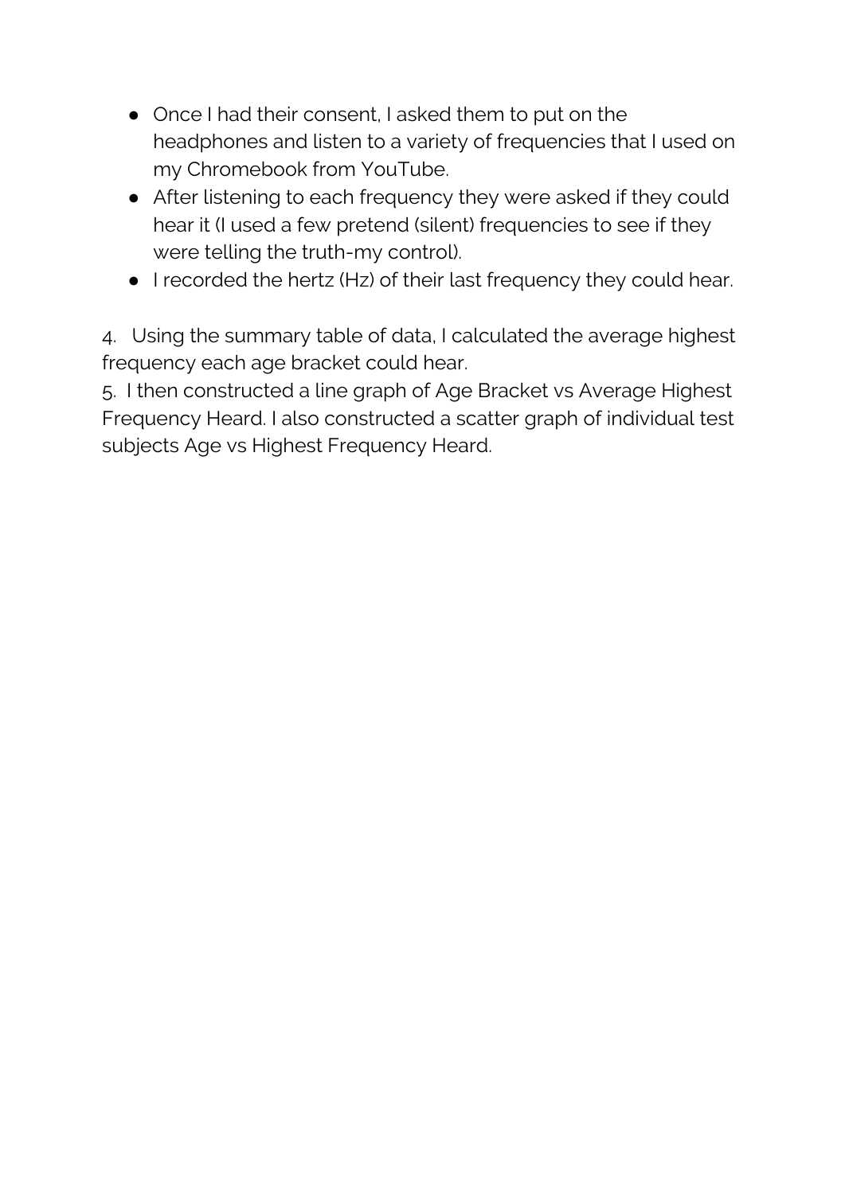- Once I had their consent, I asked them to put on the headphones and listen to a variety of frequencies that I used on my Chromebook from YouTube.
- After listening to each frequency they were asked if they could hear it (I used a few pretend (silent) frequencies to see if they were telling the truth-my control).
- I recorded the hertz (Hz) of their last frequency they could hear.

4. Using the summary table of data, I calculated the average highest frequency each age bracket could hear.
5. I then constructed a line graph of Age Bracket vs Average Highest Frequency Heard. I also constructed a scatter graph of individual test subjects Age vs Highest Frequency Heard.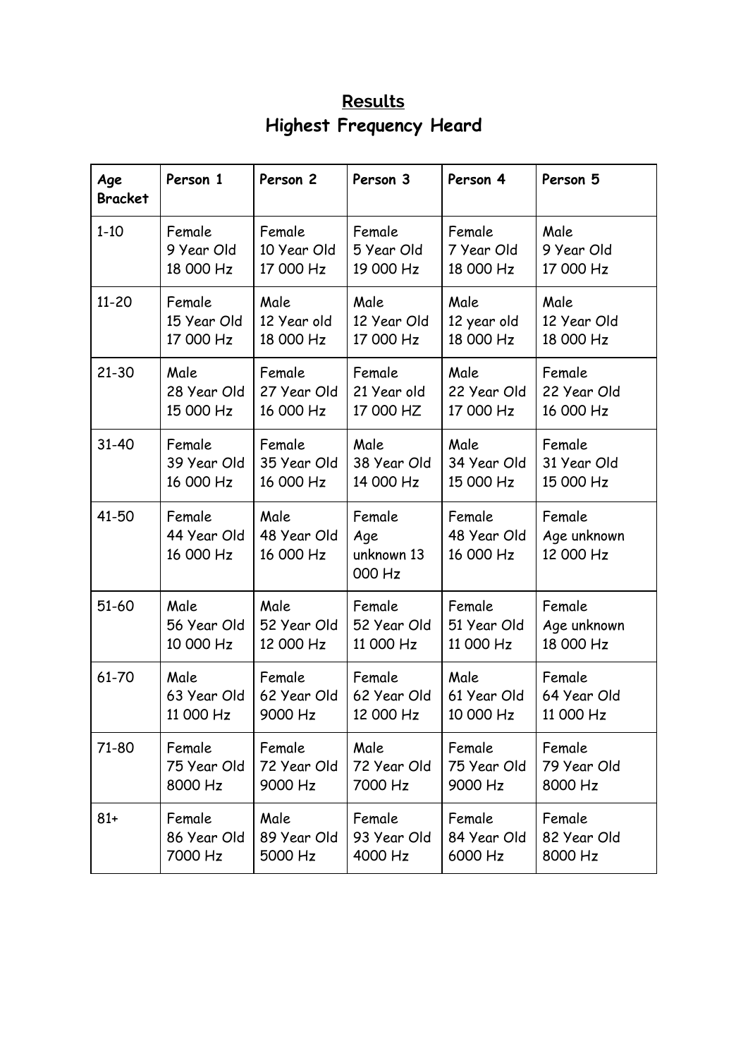# Results

## Highest Frequency Heard

| Age Bracket | Person 1 | Person 2 | Person 3 | Person 4 | Person 5 |
|---|---|---|---|---|---|
| 1-10 | Female 9 Year Old 18 000 Hz | Female 10 Year Old 17 000 Hz | Female 5 Year Old 19 000 Hz | Female 7 Year Old 18 000 Hz | Male 9 Year Old 17 000 Hz |
| 11-20 | Female 15 Year Old 17 000 Hz | Male 12 Year old 18 000 Hz | Male 12 Year Old 17 000 Hz | Male 12 year old 18 000 Hz | Male 12 Year Old 18 000 Hz |
| 21-30 | Male 28 Year Old 15 000 Hz | Female 27 Year Old 16 000 Hz | Female 21 Year old 17 000 HZ | Male 22 Year Old 17 000 Hz | Female 22 Year Old 16 000 Hz |
| 31-40 | Female 39 Year Old 16 000 Hz | Female 35 Year Old 16 000 Hz | Male 38 Year Old 14 000 Hz | Male 34 Year Old 15 000 Hz | Female 31 Year Old 15 000 Hz |
| 41-50 | Female 44 Year Old 16 000 Hz | Male 48 Year Old 16 000 Hz | Female Age unknown 13 000 Hz | Female 48 Year Old 16 000 Hz | Female Age unknown 12 000 Hz |
| 51-60 | Male 56 Year Old 10 000 Hz | Male 52 Year Old 12 000 Hz | Female 52 Year Old 11 000 Hz | Female 51 Year Old 11 000 Hz | Female Age unknown 18 000 Hz |
| 61-70 | Male 63 Year Old 11 000 Hz | Female 62 Year Old 9000 Hz | Female 62 Year Old 12 000 Hz | Male 61 Year Old 10 000 Hz | Female 64 Year Old 11 000 Hz |
| 71-80 | Female 75 Year Old 8000 Hz | Female 72 Year Old 9000 Hz | Male 72 Year Old 7000 Hz | Female 75 Year Old 9000 Hz | Female 79 Year Old 8000 Hz |
| 81+ | Female 86 Year Old 7000 Hz | Male 89 Year Old 5000 Hz | Female 93 Year Old 4000 Hz | Female 84 Year Old 6000 Hz | Female 82 Year Old 8000 Hz |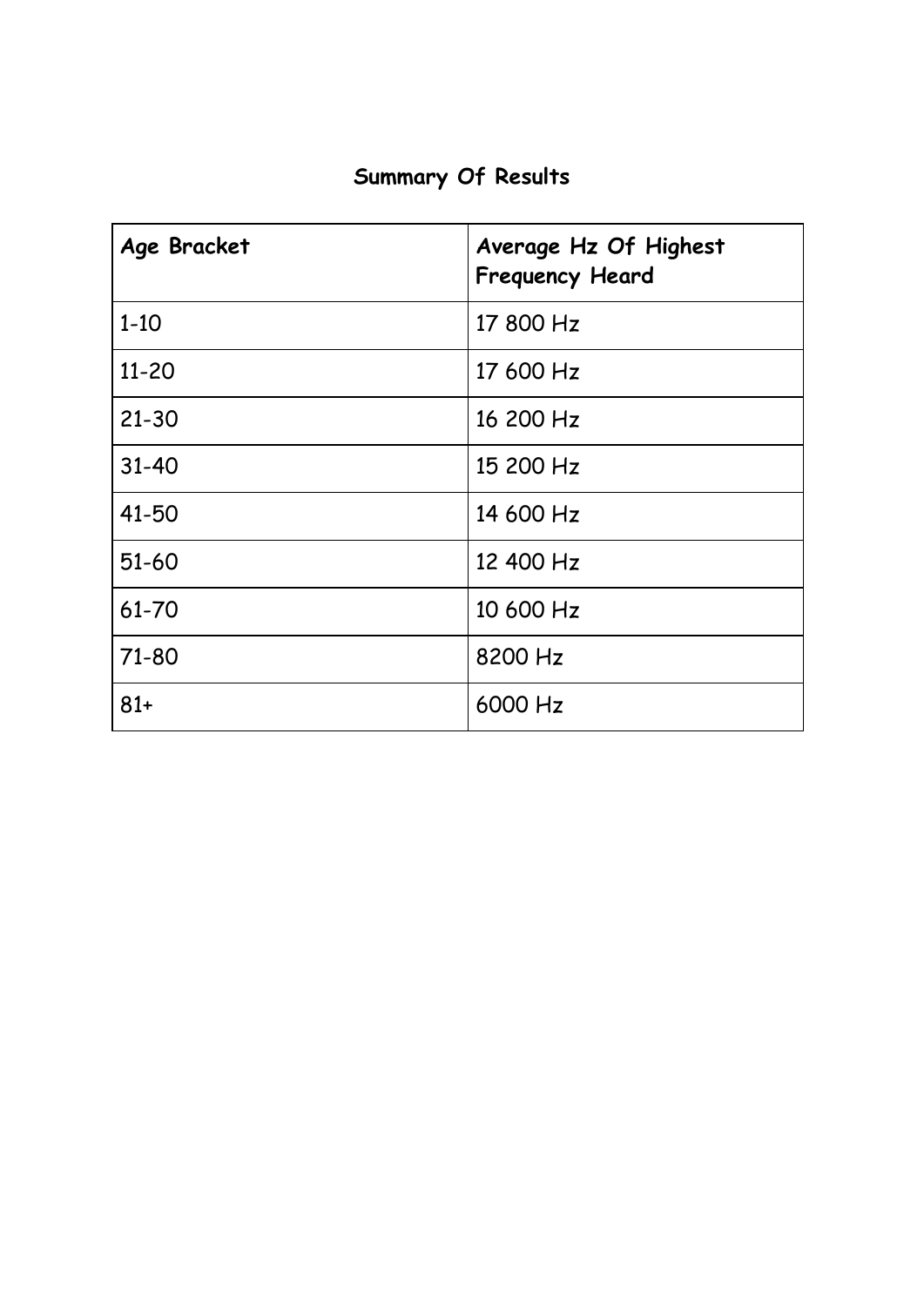## Summary Of Results

| **Age Bracket** | **Average Hz Of Highest Frequency Heard** |
|---|---|
| 1-10 | 17 800 Hz |
| 11-20 | 17 600 Hz |
| 21-30 | 16 200 Hz |
| 31-40 | 15 200 Hz |
| 41-50 | 14 600 Hz |
| 51-60 | 12 400 Hz |
| 61-70 | 10 600 Hz |
| 71-80 | 8200 Hz |
| 81+ | 6000 Hz |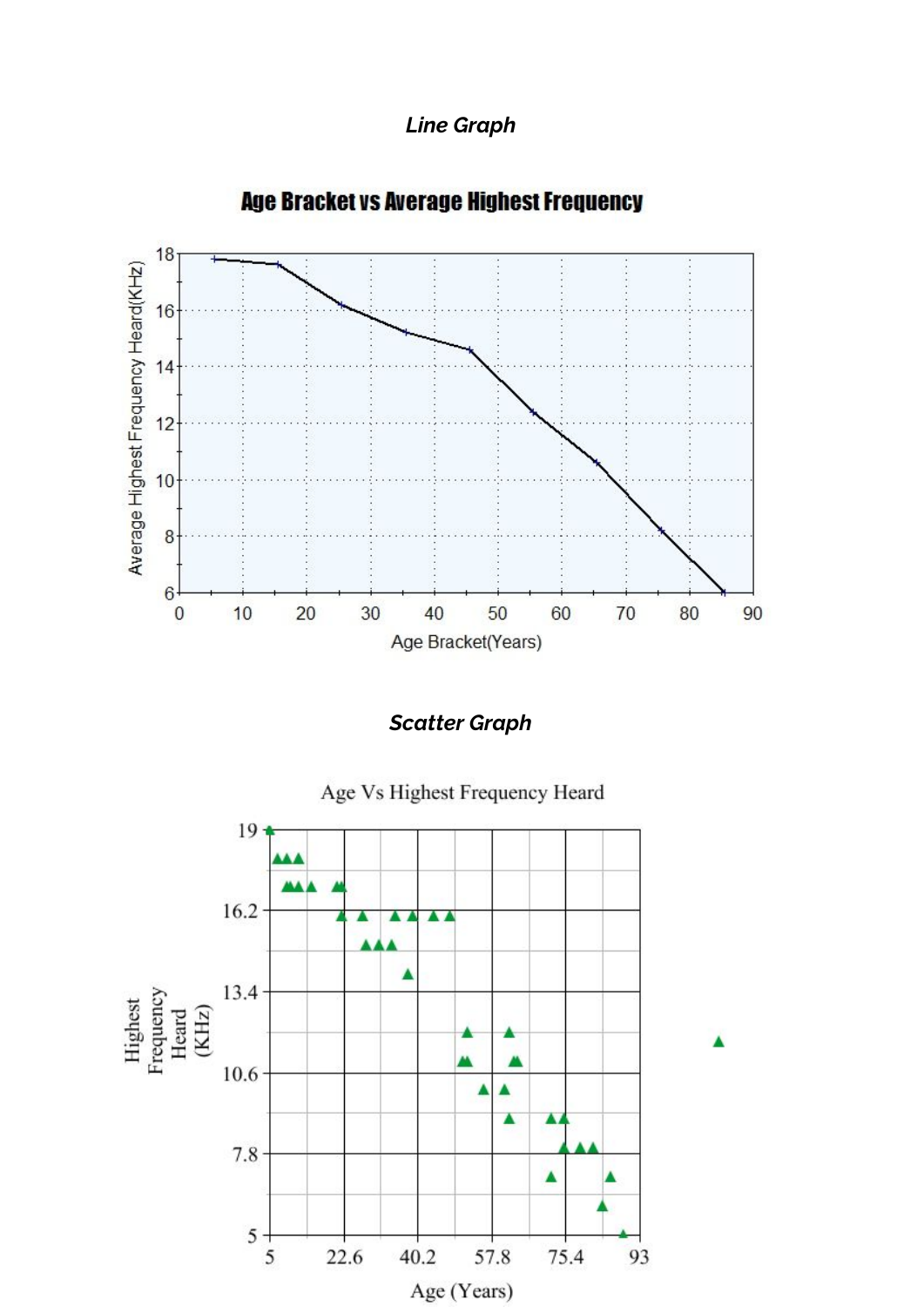*Line Graph*

Age Bracket vs Average Highest Frequency

Average Highest Frequency Heard(KHz)

18
16
14
12
10
8
6

0 10 20 30 40 50 60 70 80 90

Age Bracket(Years)

*Scatter Graph*

Age Vs Highest Frequency Heard

Highest Frequency Heard (KHz)

19
16.2
13.4
10.6
7.8
5

5 22.6 40.2 57.8 75.4 93

Age (Years)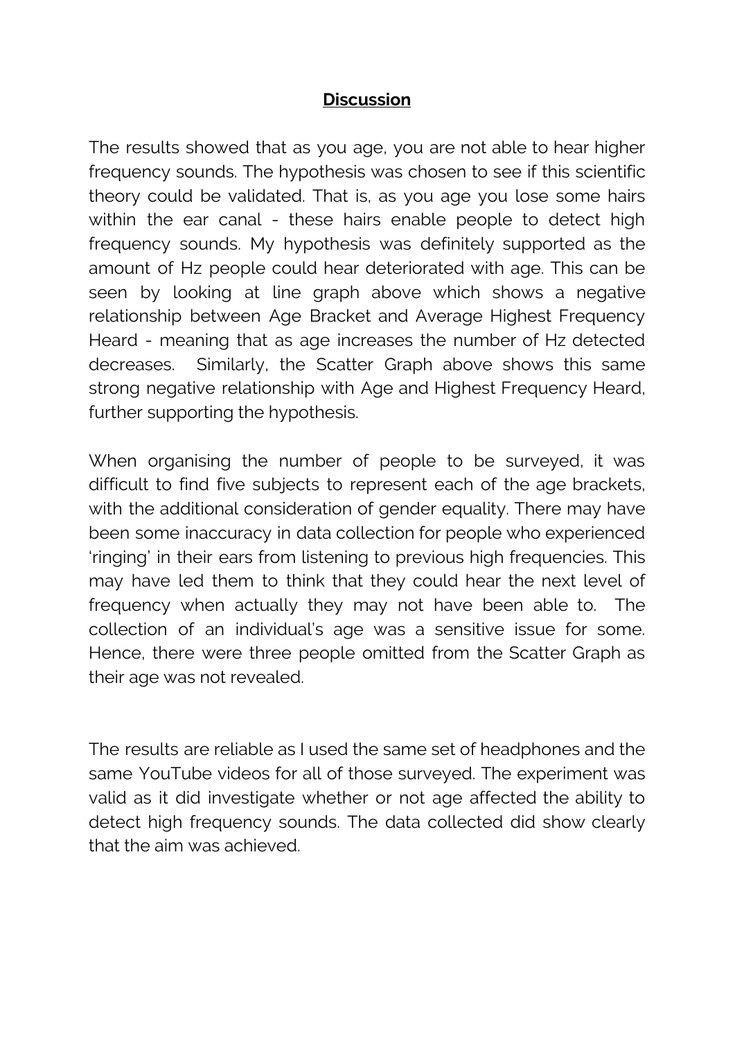## Discussion

The results showed that as you age, you are not able to hear higher frequency sounds. The hypothesis was chosen to see if this scientific theory could be validated. That is, as you age you lose some hairs within the ear canal - these hairs enable people to detect high frequency sounds. My hypothesis was definitely supported as the amount of Hz people could hear deteriorated with age. This can be seen by looking at line graph above which shows a negative relationship between Age Bracket and Average Highest Frequency Heard - meaning that as age increases the number of Hz detected decreases. Similarly, the Scatter Graph above shows this same strong negative relationship with Age and Highest Frequency Heard, further supporting the hypothesis.

When organising the number of people to be surveyed, it was difficult to find five subjects to represent each of the age brackets, with the additional consideration of gender equality. There may have been some inaccuracy in data collection for people who experienced 'ringing' in their ears from listening to previous high frequencies. This may have led them to think that they could hear the next level of frequency when actually they may not have been able to. The collection of an individual's age was a sensitive issue for some. Hence, there were three people omitted from the Scatter Graph as their age was not revealed.

The results are reliable as I used the same set of headphones and the same YouTube videos for all of those surveyed. The experiment was valid as it did investigate whether or not age affected the ability to detect high frequency sounds. The data collected did show clearly that the aim was achieved.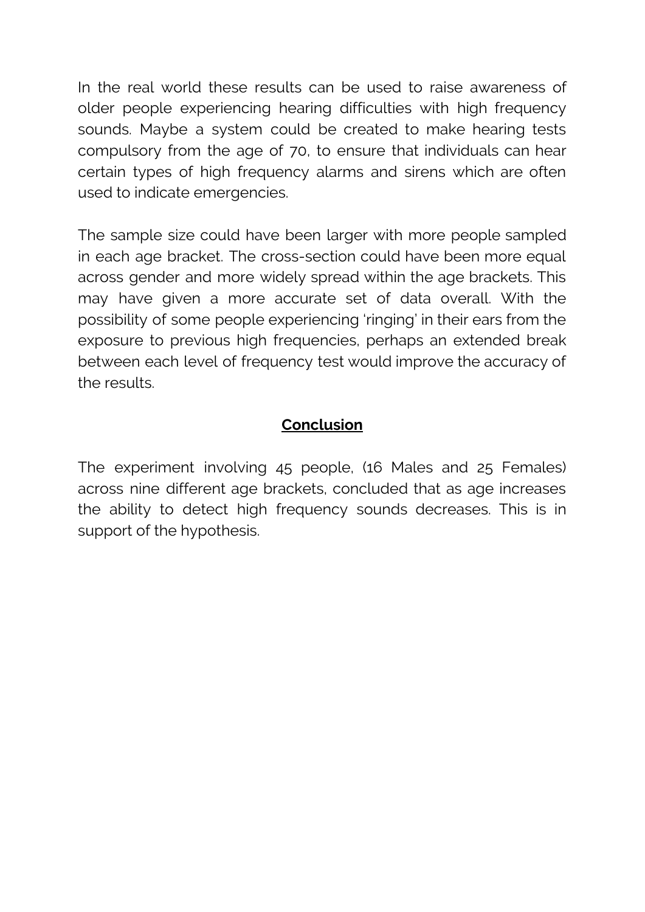In the real world these results can be used to raise awareness of older people experiencing hearing difficulties with high frequency sounds. Maybe a system could be created to make hearing tests compulsory from the age of 70, to ensure that individuals can hear certain types of high frequency alarms and sirens which are often used to indicate emergencies.

The sample size could have been larger with more people sampled in each age bracket. The cross-section could have been more equal across gender and more widely spread within the age brackets. This may have given a more accurate set of data overall. With the possibility of some people experiencing 'ringing' in their ears from the exposure to previous high frequencies, perhaps an extended break between each level of frequency test would improve the accuracy of the results.

## **Conclusion**

The experiment involving 45 people, (16 Males and 25 Females) across nine different age brackets, concluded that as age increases the ability to detect high frequency sounds decreases. This is in support of the hypothesis.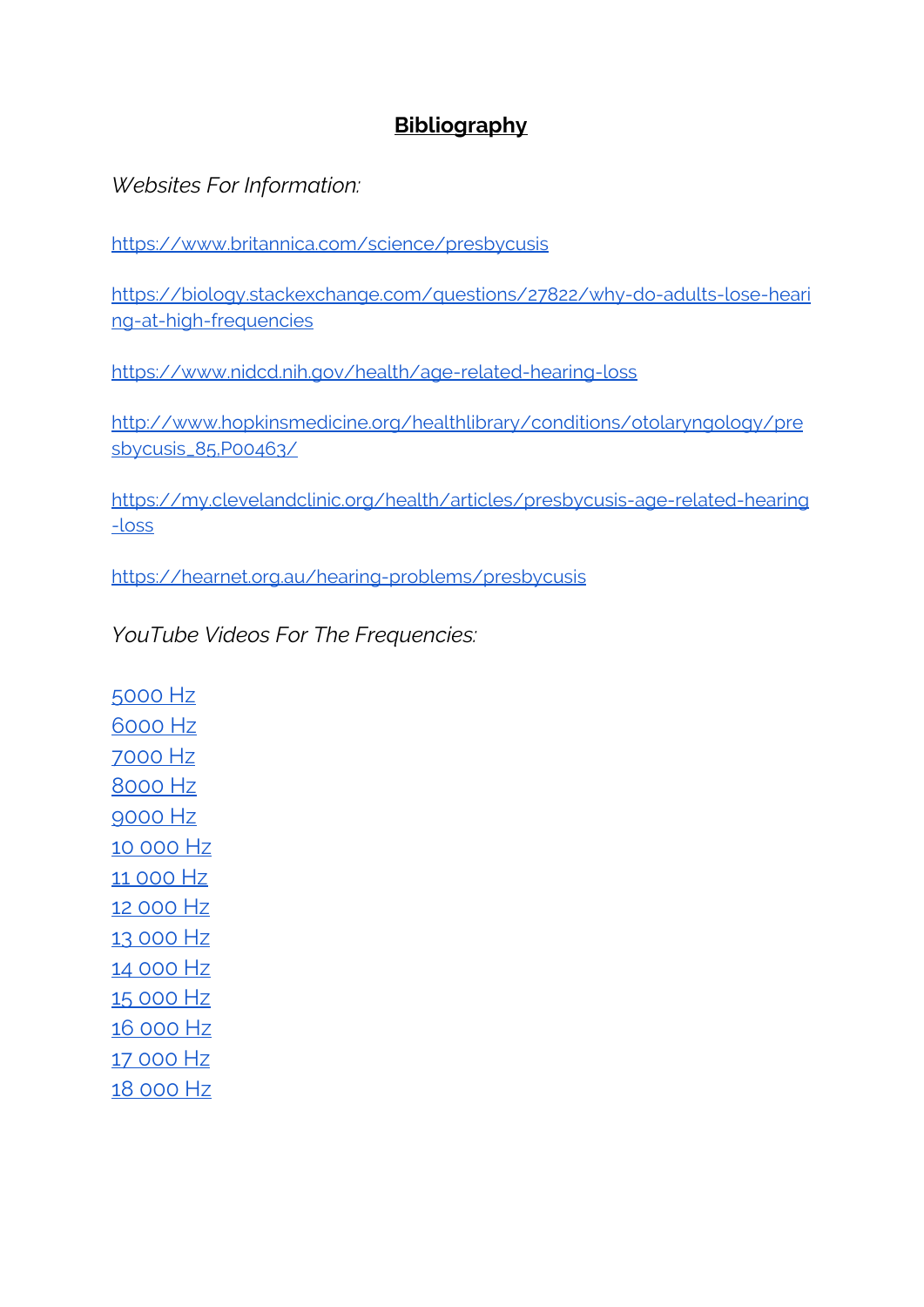# Bibliography

*Websites For Information:*

https://www.britannica.com/science/presbycusis

https://biology.stackexchange.com/questions/27822/why-do-adults-lose-hearing-at-high-frequencies

https://www.nidcd.nih.gov/health/age-related-hearing-loss

http://www.hopkinsmedicine.org/healthlibrary/conditions/otolaryngology/presbycusis_85,P00463/

https://my.clevelandclinic.org/health/articles/presbycusis-age-related-hearing-loss

https://hearnet.org.au/hearing-problems/presbycusis

*YouTube Videos For The Frequencies:*

5000 Hz
6000 Hz
7000 Hz
8000 Hz
9000 Hz
10 000 Hz
11 000 Hz
12 000 Hz
13 000 Hz
14 000 Hz
15 000 Hz
16 000 Hz
17 000 Hz
18 000 Hz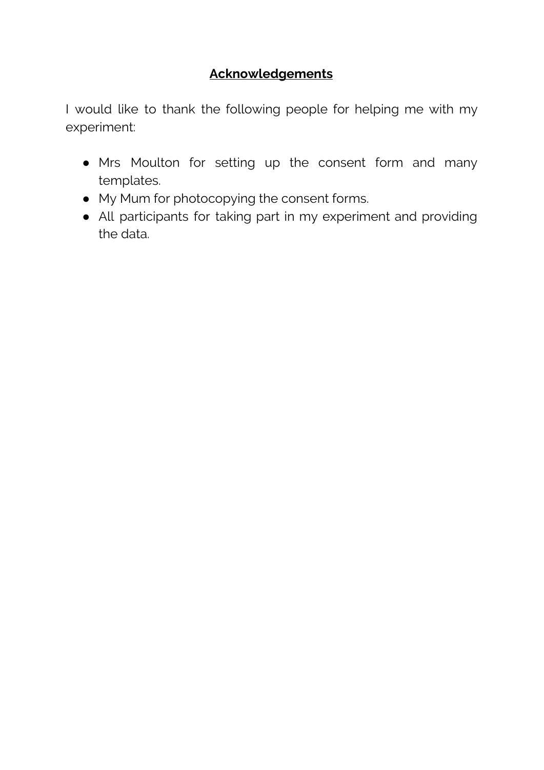## Acknowledgements

I would like to thank the following people for helping me with my experiment:

- Mrs Moulton for setting up the consent form and many templates.
- My Mum for photocopying the consent forms.
- All participants for taking part in my experiment and providing the data.